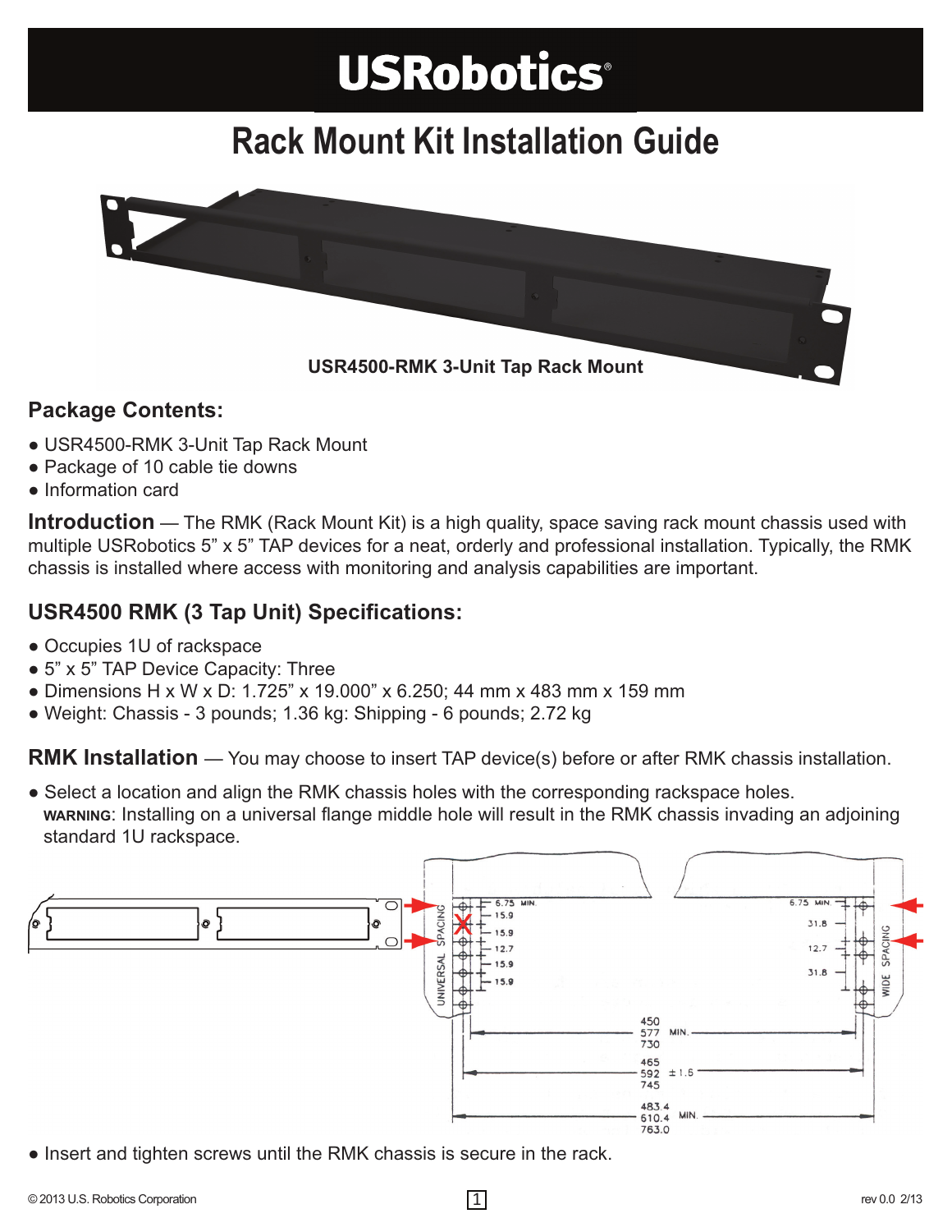# USRobotics

# Rack Mount Kit Installation Guide

**USR4500-RMK 3-Unit Tap Rack Mount**

## Package Contents:

- USR4500-RMK 3-Unit Tap Rack Mount
- Package of 10 cable tie downs
- Information card

**Introduction** — The RMK (Rack Mount Kit) is a high quality, space saving rack mount chassis used with multiple USRobotics 5" x 5" TAP devices for a neat, orderly and professional installation. Typically, the RMK chassis is installed where access with monitoring and analysis capabilities are important.

## USR4500 RMK (3 Tap Unit) Specifications:

- Occupies 1U of rackspace
- 5" x 5" TAP Device Capacity: Three
- Dimensions H x W x D: 1.725" x 19.000" x 6.250; 44 mm x 483 mm x 159 mm
- Weight: Chassis - 3 pounds; 1.36 kg: Shipping - 6 pounds; 2.72 kg

**RMK Installation** — You may choose to insert TAP device(s) before or after RMK chassis installation.

- Select a location and align the RMK chassis holes with the corresponding rackspace holes.
  **WARNING**: Installing on a universal flange middle hole will result in the RMK chassis invading an adjoining standard 1U rackspace.

- Insert and tighten screws until the RMK chassis is secure in the rack.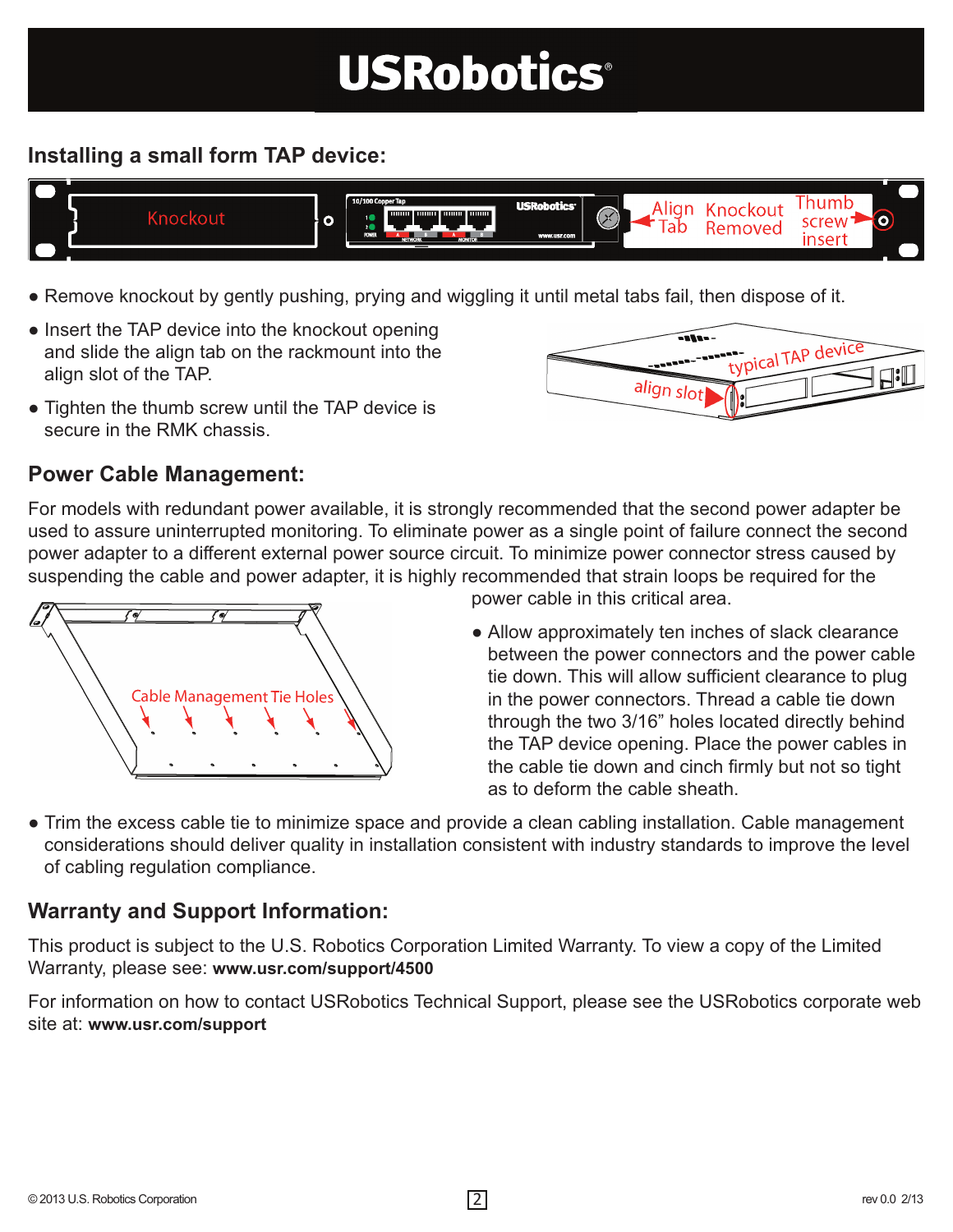# USRobotics

## Installing a small form TAP device:

Knockout

Align Tab

Knockout Removed

Thumb screw insert

- Remove knockout by gently pushing, prying and wiggling it until metal tabs fail, then dispose of it.
- Insert the TAP device into the knockout opening and slide the align tab on the rackmount into the align slot of the TAP.
- Tighten the thumb screw until the TAP device is secure in the RMK chassis.

typical TAP device

align slot

## Power Cable Management:

For models with redundant power available, it is strongly recommended that the second power adapter be used to assure uninterrupted monitoring. To eliminate power as a single point of failure connect the second power adapter to a different external power source circuit. To minimize power connector stress caused by suspending the cable and power adapter, it is highly recommended that strain loops be required for the power cable in this critical area.

Cable Management Tie Holes

- Allow approximately ten inches of slack clearance between the power connectors and the power cable tie down. This will allow sufficient clearance to plug in the power connectors. Thread a cable tie down through the two 3/16" holes located directly behind the TAP device opening. Place the power cables in the cable tie down and cinch firmly but not so tight as to deform the cable sheath.
- Trim the excess cable tie to minimize space and provide a clean cabling installation. Cable management considerations should deliver quality in installation consistent with industry standards to improve the level of cabling regulation compliance.

## Warranty and Support Information:

This product is subject to the U.S. Robotics Corporation Limited Warranty. To view a copy of the Limited Warranty, please see: **www.usr.com/support/4500**

For information on how to contact USRobotics Technical Support, please see the USRobotics corporate web site at: **www.usr.com/support**

© 2013 U.S. Robotics Corporation

rev 0.0 2/13